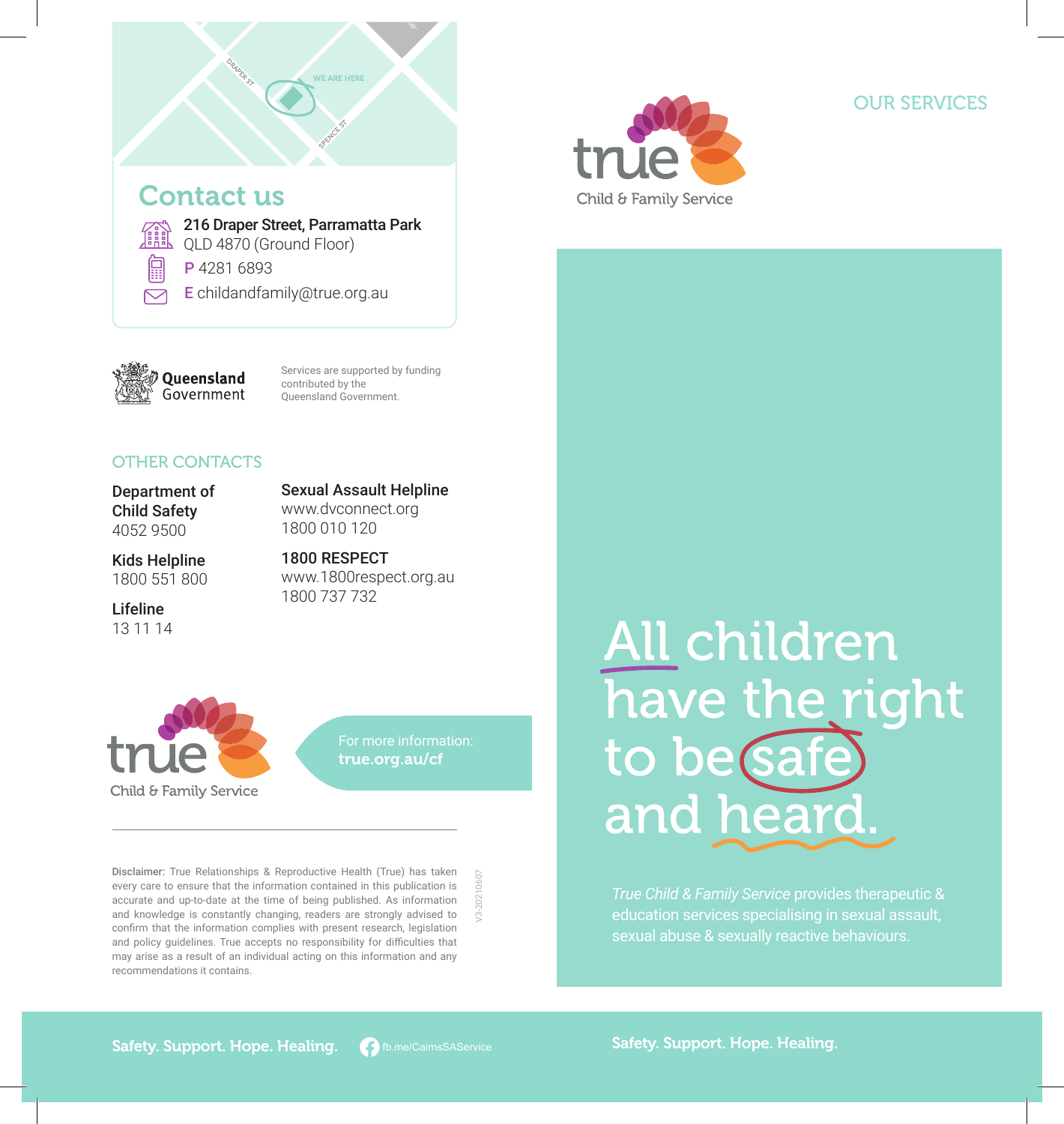## Contact us

**216 Draper Street, Parramatta Park**
QLD 4870 (Ground Floor)

P 4281 6893

E childandfamily@true.org.au

Queensland Government

Services are supported by funding contributed by the Queensland Government.

### OTHER CONTACTS

**Department of Child Safety**
4052 9500

**Kids Helpline**
1800 551 800

**Lifeline**
13 11 14

**Sexual Assault Helpline**
www.dvconnect.org
1800 010 120

**1800 RESPECT**
www.1800respect.org.au
1800 737 732

true Child & Family Service

For more information:
**true.org.au/cf**

**Disclaimer:** True Relationships & Reproductive Health (True) has taken every care to ensure that the information contained in this publication is accurate and up-to-date at the time of being published. As information and knowledge is constantly changing, readers are strongly advised to confirm that the information complies with present research, legislation and policy guidelines. True accepts no responsibility for difficulties that may arise as a result of an individual acting on this information and any recommendations it contains.

V3-20210607

**Safety. Support. Hope. Healing.**

fb.me/CairnsSAService

OUR SERVICES

true Child & Family Service

# All children have the right to be safe and heard.

*True Child & Family Service* provides therapeutic & education services specialising in sexual assault, sexual abuse & sexually reactive behaviours.

**Safety. Support. Hope. Healing.**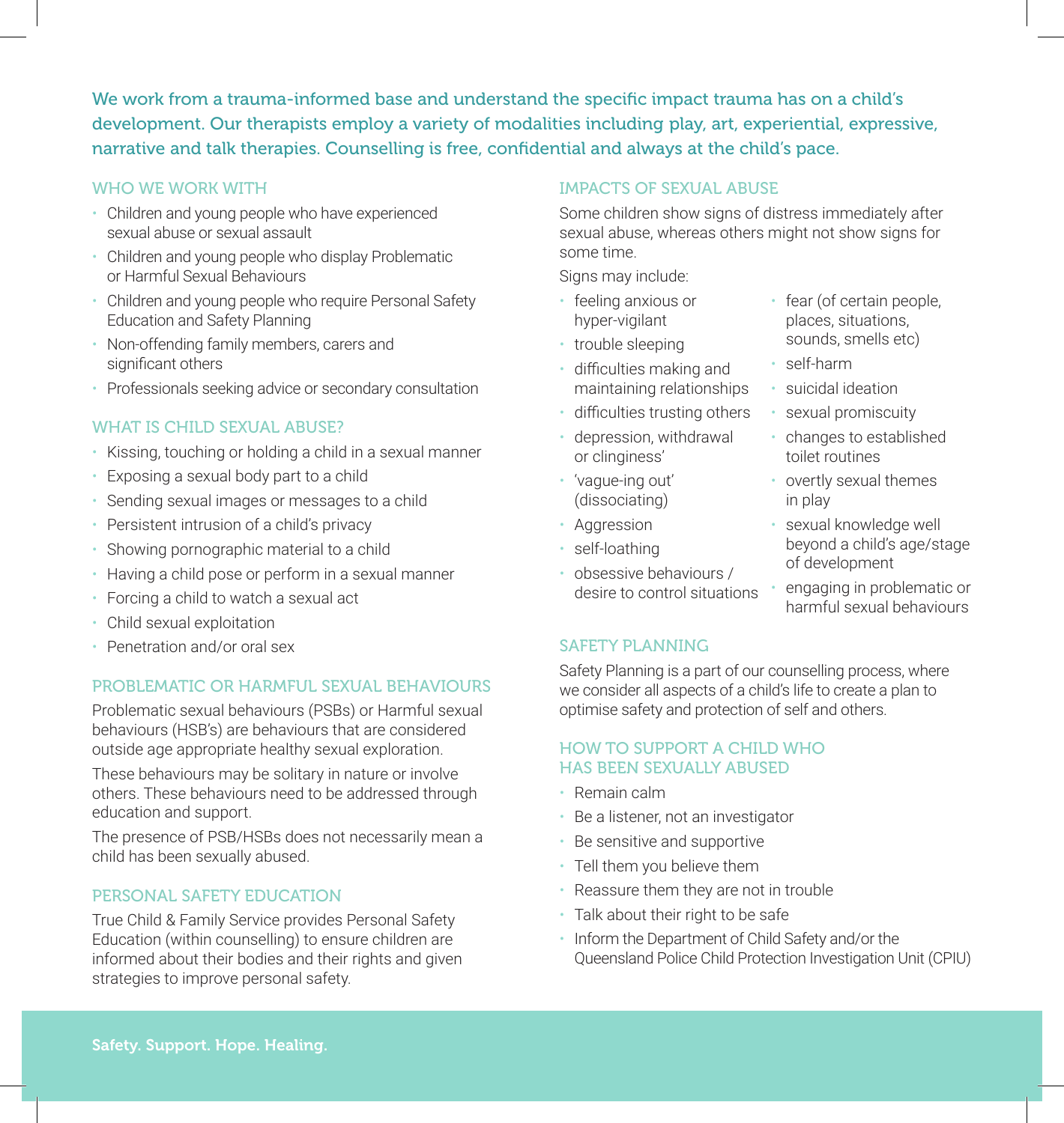We work from a trauma-informed base and understand the specific impact trauma has on a child's development. Our therapists employ a variety of modalities including play, art, experiential, expressive, narrative and talk therapies. Counselling is free, confidential and always at the child's pace.

## WHO WE WORK WITH

- Children and young people who have experienced sexual abuse or sexual assault
- Children and young people who display Problematic or Harmful Sexual Behaviours
- Children and young people who require Personal Safety Education and Safety Planning
- Non-offending family members, carers and significant others
- Professionals seeking advice or secondary consultation

## WHAT IS CHILD SEXUAL ABUSE?

- Kissing, touching or holding a child in a sexual manner
- Exposing a sexual body part to a child
- Sending sexual images or messages to a child
- Persistent intrusion of a child's privacy
- Showing pornographic material to a child
- Having a child pose or perform in a sexual manner
- Forcing a child to watch a sexual act
- Child sexual exploitation
- Penetration and/or oral sex

## PROBLEMATIC OR HARMFUL SEXUAL BEHAVIOURS

Problematic sexual behaviours (PSBs) or Harmful sexual behaviours (HSB's) are behaviours that are considered outside age appropriate healthy sexual exploration.

These behaviours may be solitary in nature or involve others. These behaviours need to be addressed through education and support.

The presence of PSB/HSBs does not necessarily mean a child has been sexually abused.

## PERSONAL SAFETY EDUCATION

True Child & Family Service provides Personal Safety Education (within counselling) to ensure children are informed about their bodies and their rights and given strategies to improve personal safety.

## IMPACTS OF SEXUAL ABUSE

Some children show signs of distress immediately after sexual abuse, whereas others might not show signs for some time.

Signs may include:

- feeling anxious or hyper-vigilant
- trouble sleeping
- difficulties making and maintaining relationships
- difficulties trusting others
- depression, withdrawal or clinginess'
- 'vague-ing out' (dissociating)
- Aggression
- self-loathing
- obsessive behaviours / desire to control situations
- fear (of certain people, places, situations, sounds, smells etc)
- self-harm
- suicidal ideation
- sexual promiscuity
- changes to established toilet routines
- overtly sexual themes in play
- sexual knowledge well beyond a child's age/stage of development
- engaging in problematic or harmful sexual behaviours

## SAFETY PLANNING

Safety Planning is a part of our counselling process, where we consider all aspects of a child's life to create a plan to optimise safety and protection of self and others.

## HOW TO SUPPORT A CHILD WHO HAS BEEN SEXUALLY ABUSED

- Remain calm
- Be a listener, not an investigator
- Be sensitive and supportive
- Tell them you believe them
- Reassure them they are not in trouble
- Talk about their right to be safe
- Inform the Department of Child Safety and/or the Queensland Police Child Protection Investigation Unit (CPIU)

Safety. Support. Hope. Healing.